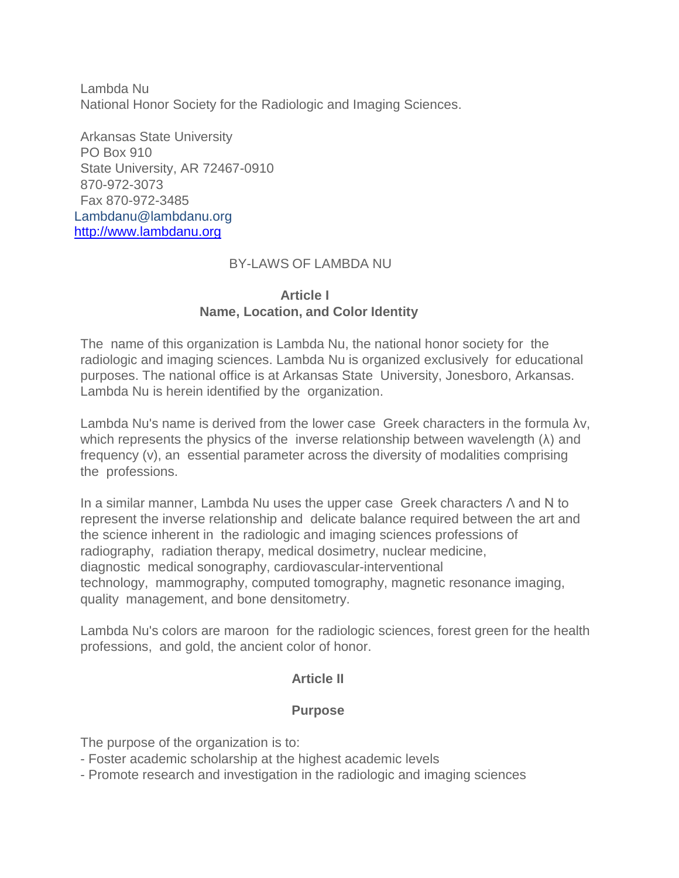Lambda Nu
National Honor Society for the Radiologic and Imaging Sciences.

Arkansas State University
PO Box 910
State University, AR 72467-0910
870-972-3073
Fax 870-972-3485
Lambdanu@lambdanu.org
http://www.lambdanu.org

BY-LAWS OF LAMBDA NU

## Article I
## Name, Location, and Color Identity

The name of this organization is Lambda Nu, the national honor society for the radiologic and imaging sciences. Lambda Nu is organized exclusively for educational purposes. The national office is at Arkansas State University, Jonesboro, Arkansas. Lambda Nu is herein identified by the organization.

Lambda Nu's name is derived from the lower case Greek characters in the formula λν, which represents the physics of the inverse relationship between wavelength (λ) and frequency (ν), an essential parameter across the diversity of modalities comprising the professions.

In a similar manner, Lambda Nu uses the upper case Greek characters Λ and N to represent the inverse relationship and delicate balance required between the art and the science inherent in the radiologic and imaging sciences professions of radiography, radiation therapy, medical dosimetry, nuclear medicine, diagnostic medical sonography, cardiovascular-interventional technology, mammography, computed tomography, magnetic resonance imaging, quality management, and bone densitometry.

Lambda Nu's colors are maroon for the radiologic sciences, forest green for the health professions, and gold, the ancient color of honor.

## Article II

## Purpose

The purpose of the organization is to:
- Foster academic scholarship at the highest academic levels
- Promote research and investigation in the radiologic and imaging sciences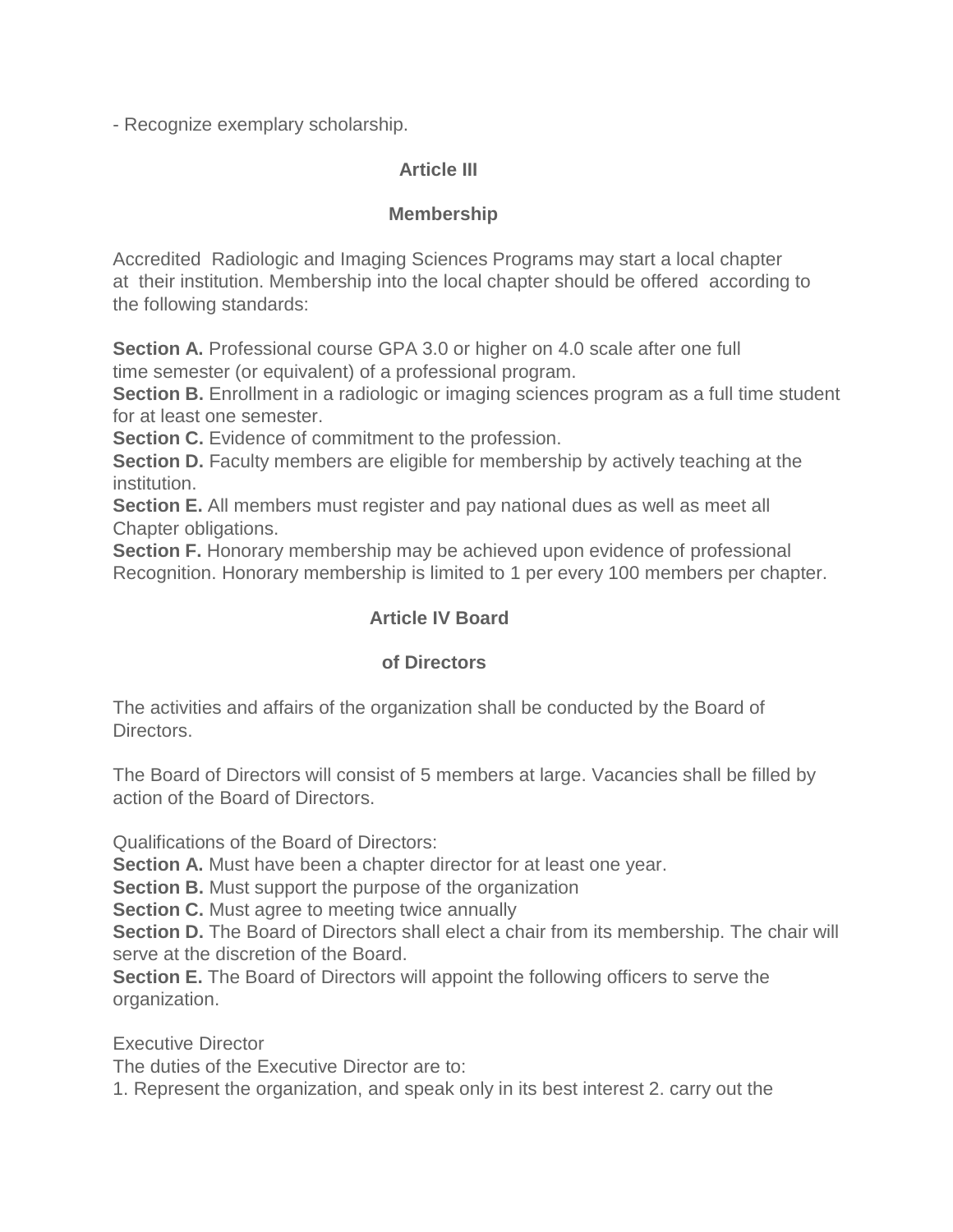- Recognize exemplary scholarship.

## Article III

## Membership

Accredited Radiologic and Imaging Sciences Programs may start a local chapter at their institution. Membership into the local chapter should be offered according to the following standards:

**Section A.** Professional course GPA 3.0 or higher on 4.0 scale after one full time semester (or equivalent) of a professional program.
**Section B.** Enrollment in a radiologic or imaging sciences program as a full time student for at least one semester.
**Section C.** Evidence of commitment to the profession.
**Section D.** Faculty members are eligible for membership by actively teaching at the institution.
**Section E.** All members must register and pay national dues as well as meet all Chapter obligations.
**Section F.** Honorary membership may be achieved upon evidence of professional Recognition. Honorary membership is limited to 1 per every 100 members per chapter.

## Article IV Board of Directors

The activities and affairs of the organization shall be conducted by the Board of Directors.

The Board of Directors will consist of 5 members at large. Vacancies shall be filled by action of the Board of Directors.

Qualifications of the Board of Directors:
**Section A.** Must have been a chapter director for at least one year.
**Section B.** Must support the purpose of the organization
**Section C.** Must agree to meeting twice annually
**Section D.** The Board of Directors shall elect a chair from its membership. The chair will serve at the discretion of the Board.
**Section E.** The Board of Directors will appoint the following officers to serve the organization.

Executive Director
The duties of the Executive Director are to:
1. Represent the organization, and speak only in its best interest 2. carry out the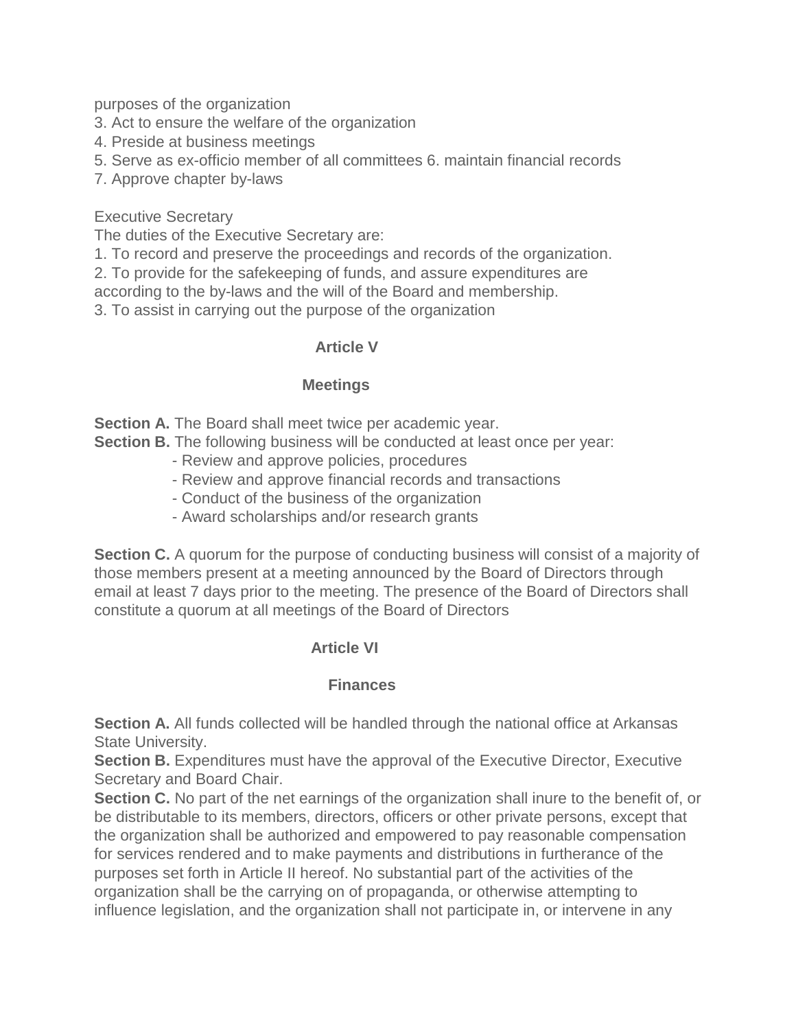purposes of the organization
3. Act to ensure the welfare of the organization
4. Preside at business meetings
5. Serve as ex-officio member of all committees 6. maintain financial records
7. Approve chapter by-laws

Executive Secretary
The duties of the Executive Secretary are:
1. To record and preserve the proceedings and records of the organization.
2. To provide for the safekeeping of funds, and assure expenditures are according to the by-laws and the will of the Board and membership.
3. To assist in carrying out the purpose of the organization

## Article V

## Meetings

**Section A.** The Board shall meet twice per academic year.
**Section B.** The following business will be conducted at least once per year:
- Review and approve policies, procedures
- Review and approve financial records and transactions
- Conduct of the business of the organization
- Award scholarships and/or research grants

**Section C.** A quorum for the purpose of conducting business will consist of a majority of those members present at a meeting announced by the Board of Directors through email at least 7 days prior to the meeting. The presence of the Board of Directors shall constitute a quorum at all meetings of the Board of Directors

## Article VI

## Finances

**Section A.** All funds collected will be handled through the national office at Arkansas State University.
**Section B.** Expenditures must have the approval of the Executive Director, Executive Secretary and Board Chair.
**Section C.** No part of the net earnings of the organization shall inure to the benefit of, or be distributable to its members, directors, officers or other private persons, except that the organization shall be authorized and empowered to pay reasonable compensation for services rendered and to make payments and distributions in furtherance of the purposes set forth in Article II hereof. No substantial part of the activities of the organization shall be the carrying on of propaganda, or otherwise attempting to influence legislation, and the organization shall not participate in, or intervene in any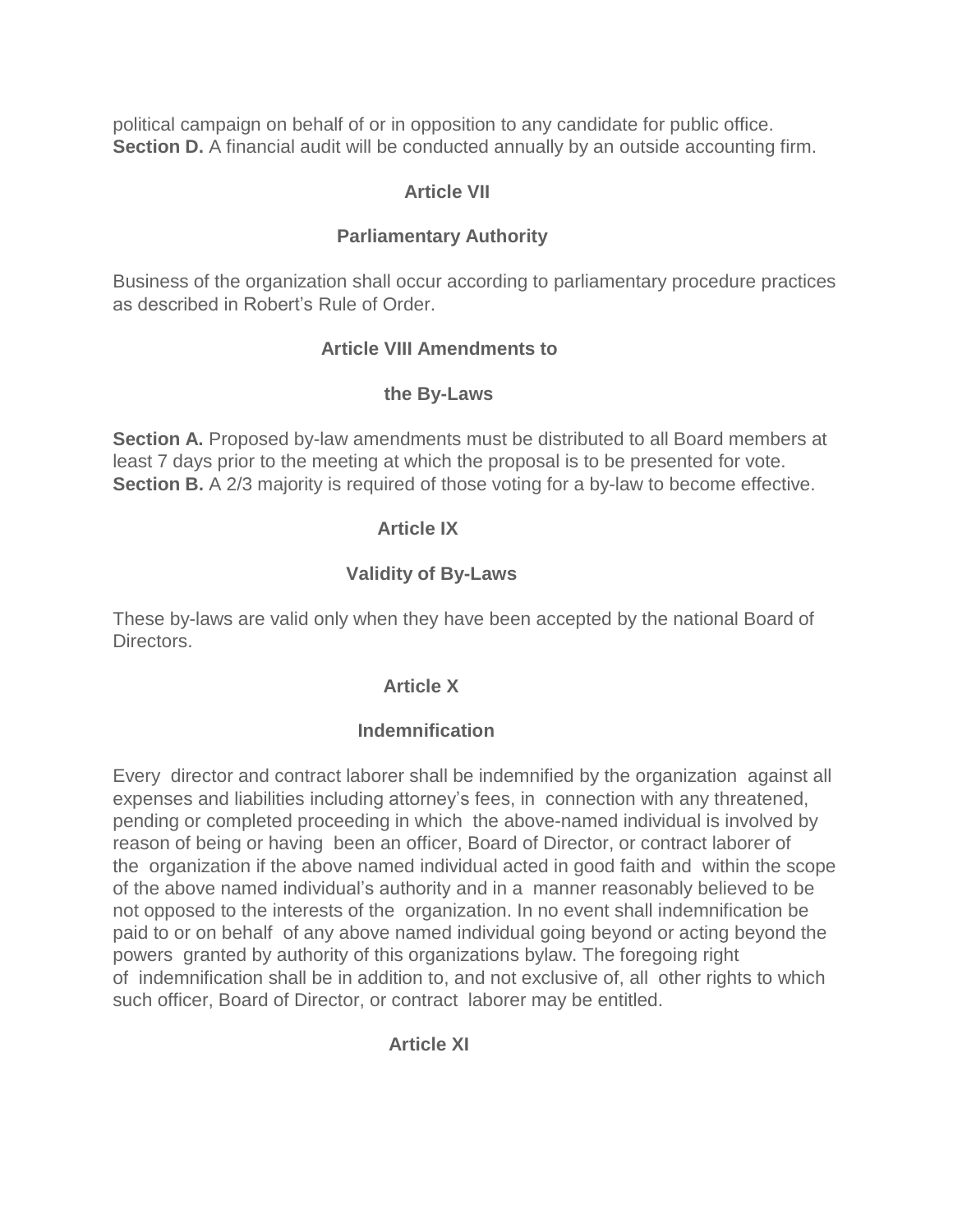political campaign on behalf of or in opposition to any candidate for public office.
**Section D.** A financial audit will be conducted annually by an outside accounting firm.

## Article VII

## Parliamentary Authority

Business of the organization shall occur according to parliamentary procedure practices as described in Robert's Rule of Order.

## Article VIII Amendments to

## the By-Laws

**Section A.** Proposed by-law amendments must be distributed to all Board members at least 7 days prior to the meeting at which the proposal is to be presented for vote.
**Section B.** A 2/3 majority is required of those voting for a by-law to become effective.

## Article IX

## Validity of By-Laws

These by-laws are valid only when they have been accepted by the national Board of Directors.

## Article X

## Indemnification

Every director and contract laborer shall be indemnified by the organization against all expenses and liabilities including attorney's fees, in connection with any threatened, pending or completed proceeding in which the above-named individual is involved by reason of being or having been an officer, Board of Director, or contract laborer of the organization if the above named individual acted in good faith and within the scope of the above named individual's authority and in a manner reasonably believed to be not opposed to the interests of the organization. In no event shall indemnification be paid to or on behalf of any above named individual going beyond or acting beyond the powers granted by authority of this organizations bylaw. The foregoing right of indemnification shall be in addition to, and not exclusive of, all other rights to which such officer, Board of Director, or contract laborer may be entitled.

## Article XI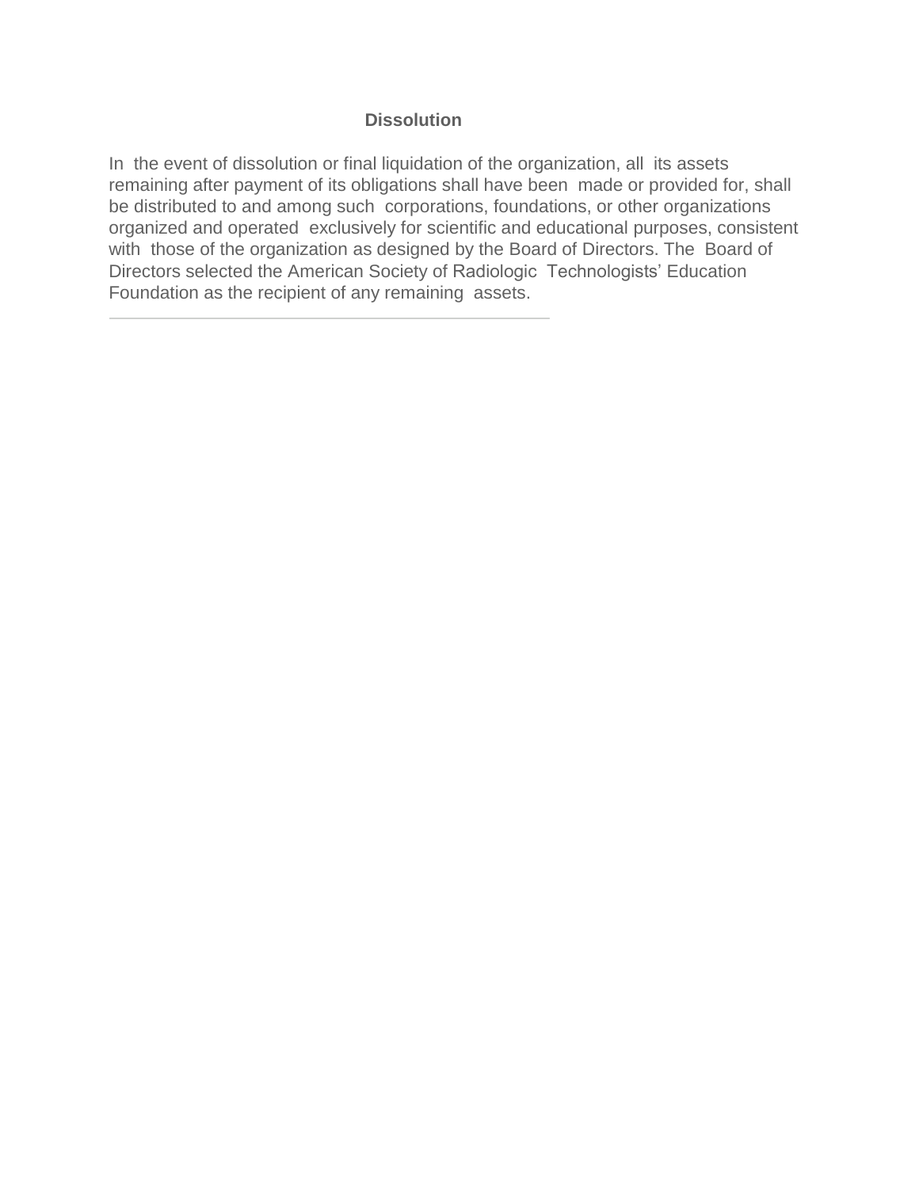## Dissolution

In the event of dissolution or final liquidation of the organization, all its assets remaining after payment of its obligations shall have been made or provided for, shall be distributed to and among such corporations, foundations, or other organizations organized and operated exclusively for scientific and educational purposes, consistent with those of the organization as designed by the Board of Directors. The Board of Directors selected the American Society of Radiologic Technologists' Education Foundation as the recipient of any remaining assets.

---